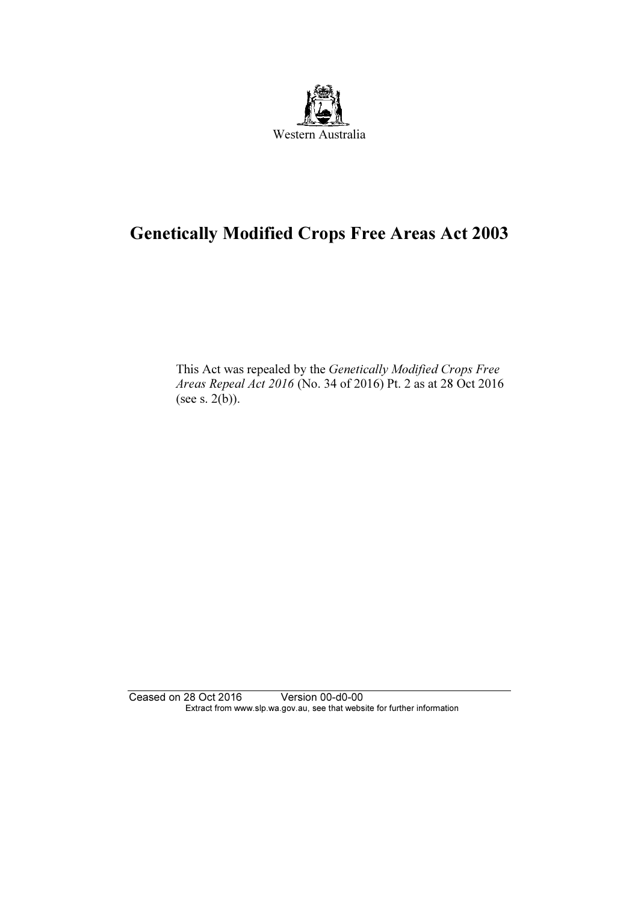Western Australia

# Genetically Modified Crops Free Areas Act 2003

This Act was repealed by the *Genetically Modified Crops Free Areas Repeal Act 2016* (No. 34 of 2016) Pt. 2 as at 28 Oct 2016 (see s. 2(b)).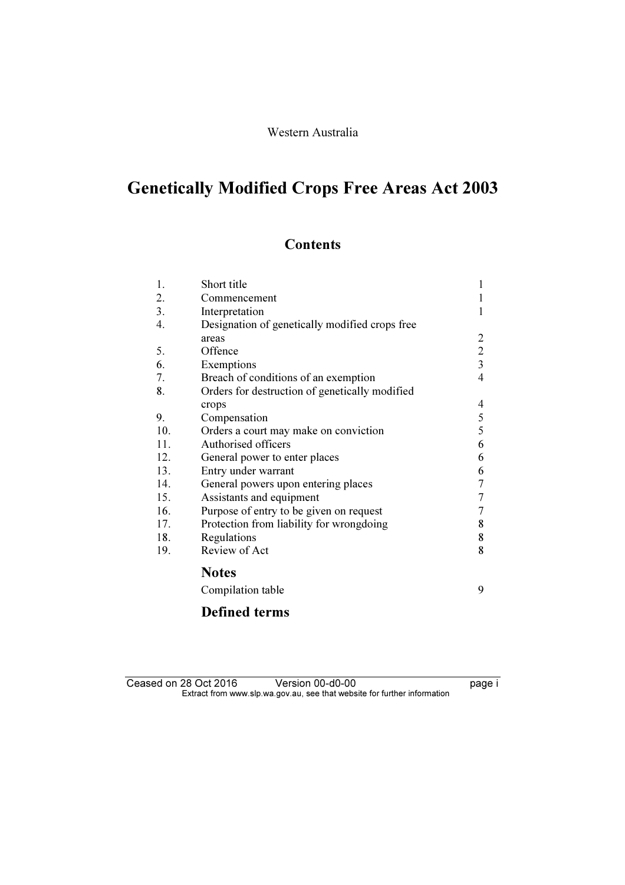Western Australia

# Genetically Modified Crops Free Areas Act 2003

## Contents

| | | |
|---|---|---|
| 1. | Short title | 1 |
| 2. | Commencement | 1 |
| 3. | Interpretation | 1 |
| 4. | Designation of genetically modified crops free areas | 2 |
| 5. | Offence | 2 |
| 6. | Exemptions | 3 |
| 7. | Breach of conditions of an exemption | 4 |
| 8. | Orders for destruction of genetically modified crops | 4 |
| 9. | Compensation | 5 |
| 10. | Orders a court may make on conviction | 5 |
| 11. | Authorised officers | 6 |
| 12. | General power to enter places | 6 |
| 13. | Entry under warrant | 6 |
| 14. | General powers upon entering places | 7 |
| 15. | Assistants and equipment | 7 |
| 16. | Purpose of entry to be given on request | 7 |
| 17. | Protection from liability for wrongdoing | 8 |
| 18. | Regulations | 8 |
| 19. | Review of Act | 8 |

### Notes

Compilation table 9

### Defined terms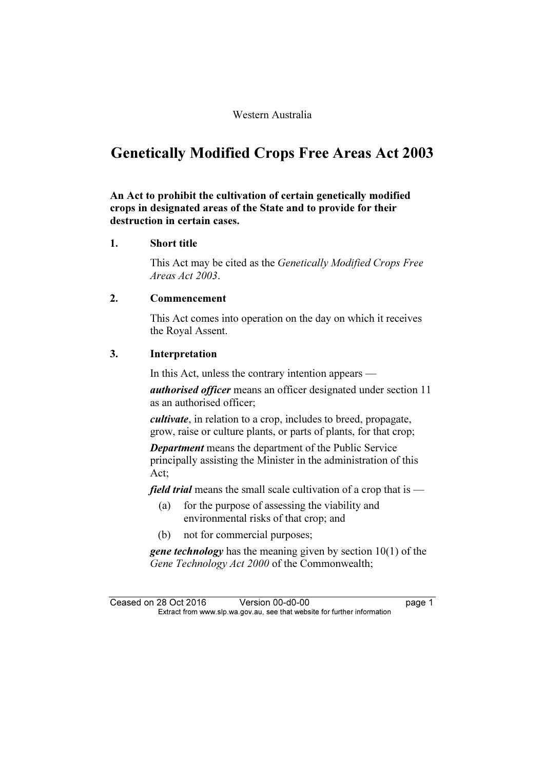Western Australia

# Genetically Modified Crops Free Areas Act 2003

**An Act to prohibit the cultivation of certain genetically modified crops in designated areas of the State and to provide for their destruction in certain cases.**

## 1. Short title

This Act may be cited as the *Genetically Modified Crops Free Areas Act 2003*.

## 2. Commencement

This Act comes into operation on the day on which it receives the Royal Assent.

## 3. Interpretation

In this Act, unless the contrary intention appears —

***authorised officer*** means an officer designated under section 11 as an authorised officer;

***cultivate***, in relation to a crop, includes to breed, propagate, grow, raise or culture plants, or parts of plants, for that crop;

***Department*** means the department of the Public Service principally assisting the Minister in the administration of this Act;

***field trial*** means the small scale cultivation of a crop that is —

- (a) for the purpose of assessing the viability and environmental risks of that crop; and
- (b) not for commercial purposes;

***gene technology*** has the meaning given by section 10(1) of the *Gene Technology Act 2000* of the Commonwealth;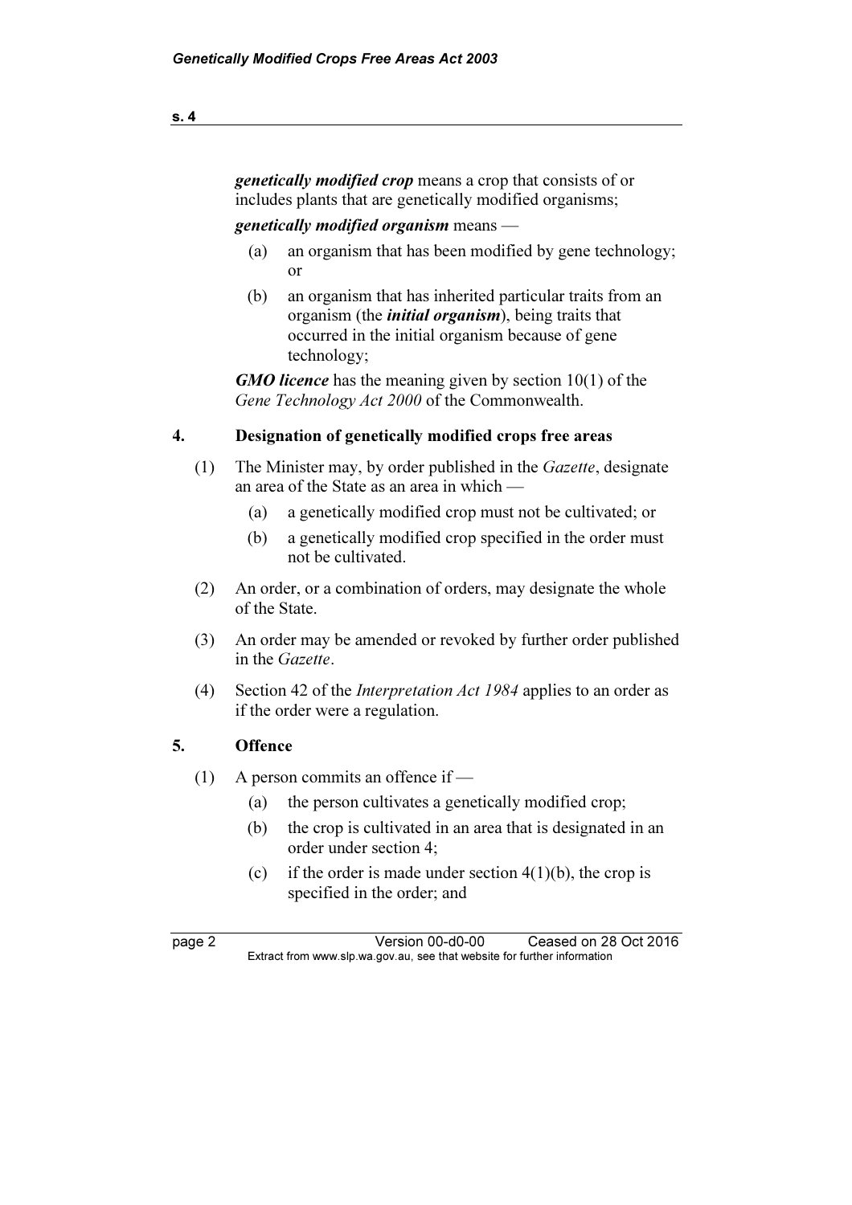***genetically modified crop*** means a crop that consists of or includes plants that are genetically modified organisms;

***genetically modified organism*** means —

(a) an organism that has been modified by gene technology; or

(b) an organism that has inherited particular traits from an organism (the ***initial organism***), being traits that occurred in the initial organism because of gene technology;

***GMO licence*** has the meaning given by section 10(1) of the *Gene Technology Act 2000* of the Commonwealth.

## 4. Designation of genetically modified crops free areas

(1) The Minister may, by order published in the *Gazette*, designate an area of the State as an area in which —

(a) a genetically modified crop must not be cultivated; or

(b) a genetically modified crop specified in the order must not be cultivated.

(2) An order, or a combination of orders, may designate the whole of the State.

(3) An order may be amended or revoked by further order published in the *Gazette*.

(4) Section 42 of the *Interpretation Act 1984* applies to an order as if the order were a regulation.

## 5. Offence

(1) A person commits an offence if —

(a) the person cultivates a genetically modified crop;

(b) the crop is cultivated in an area that is designated in an order under section 4;

(c) if the order is made under section 4(1)(b), the crop is specified in the order; and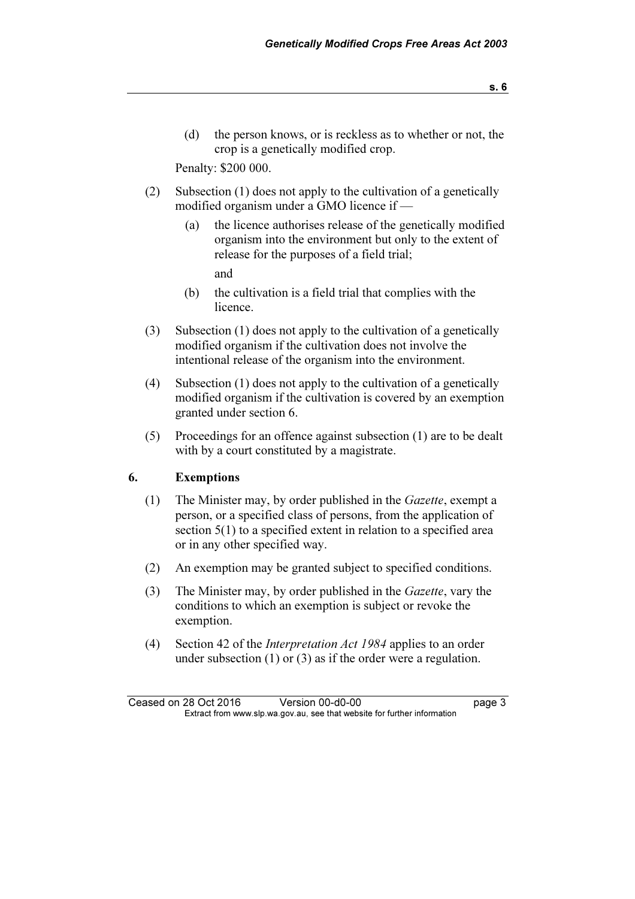(d) the person knows, or is reckless as to whether or not, the crop is a genetically modified crop.

Penalty: $200 000.

(2) Subsection (1) does not apply to the cultivation of a genetically modified organism under a GMO licence if —

(a) the licence authorises release of the genetically modified organism into the environment but only to the extent of release for the purposes of a field trial;

and

(b) the cultivation is a field trial that complies with the licence.

(3) Subsection (1) does not apply to the cultivation of a genetically modified organism if the cultivation does not involve the intentional release of the organism into the environment.

(4) Subsection (1) does not apply to the cultivation of a genetically modified organism if the cultivation is covered by an exemption granted under section 6.

(5) Proceedings for an offence against subsection (1) are to be dealt with by a court constituted by a magistrate.

## 6. Exemptions

(1) The Minister may, by order published in the *Gazette*, exempt a person, or a specified class of persons, from the application of section 5(1) to a specified extent in relation to a specified area or in any other specified way.

(2) An exemption may be granted subject to specified conditions.

(3) The Minister may, by order published in the *Gazette*, vary the conditions to which an exemption is subject or revoke the exemption.

(4) Section 42 of the *Interpretation Act 1984* applies to an order under subsection (1) or (3) as if the order were a regulation.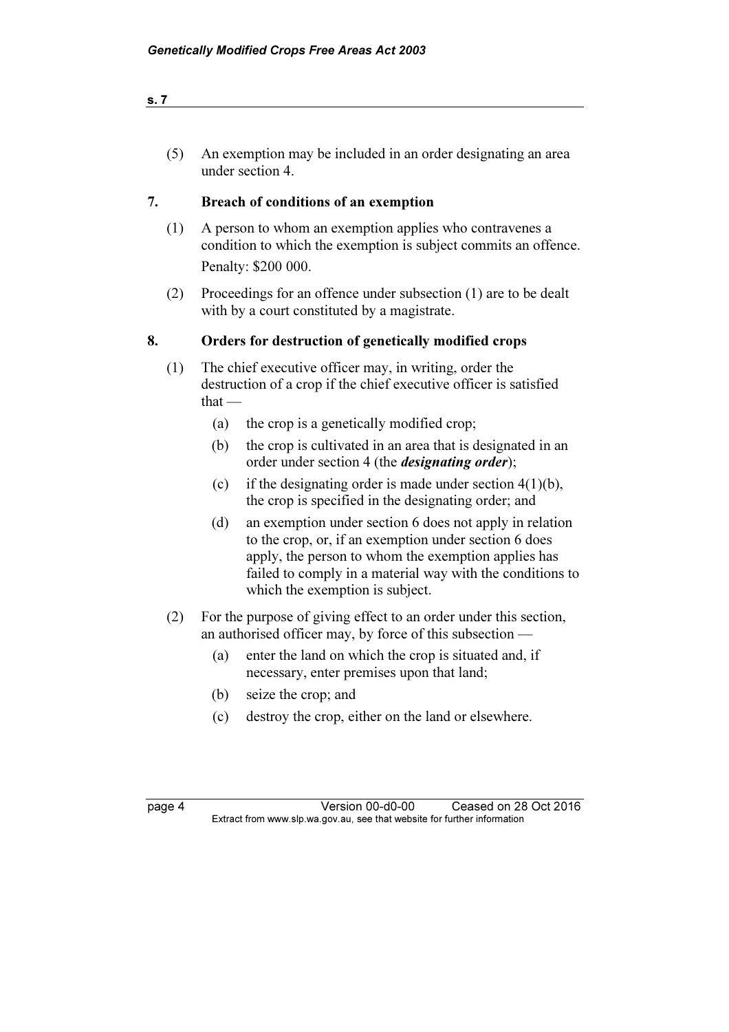(5) An exemption may be included in an order designating an area under section 4.

## 7. Breach of conditions of an exemption

(1) A person to whom an exemption applies who contravenes a condition to which the exemption is subject commits an offence.

Penalty: $200 000.

(2) Proceedings for an offence under subsection (1) are to be dealt with by a court constituted by a magistrate.

## 8. Orders for destruction of genetically modified crops

(1) The chief executive officer may, in writing, order the destruction of a crop if the chief executive officer is satisfied that —

- (a) the crop is a genetically modified crop;
- (b) the crop is cultivated in an area that is designated in an order under section 4 (the ***designating order***);
- (c) if the designating order is made under section 4(1)(b), the crop is specified in the designating order; and
- (d) an exemption under section 6 does not apply in relation to the crop, or, if an exemption under section 6 does apply, the person to whom the exemption applies has failed to comply in a material way with the conditions to which the exemption is subject.

(2) For the purpose of giving effect to an order under this section, an authorised officer may, by force of this subsection —

- (a) enter the land on which the crop is situated and, if necessary, enter premises upon that land;
- (b) seize the crop; and
- (c) destroy the crop, either on the land or elsewhere.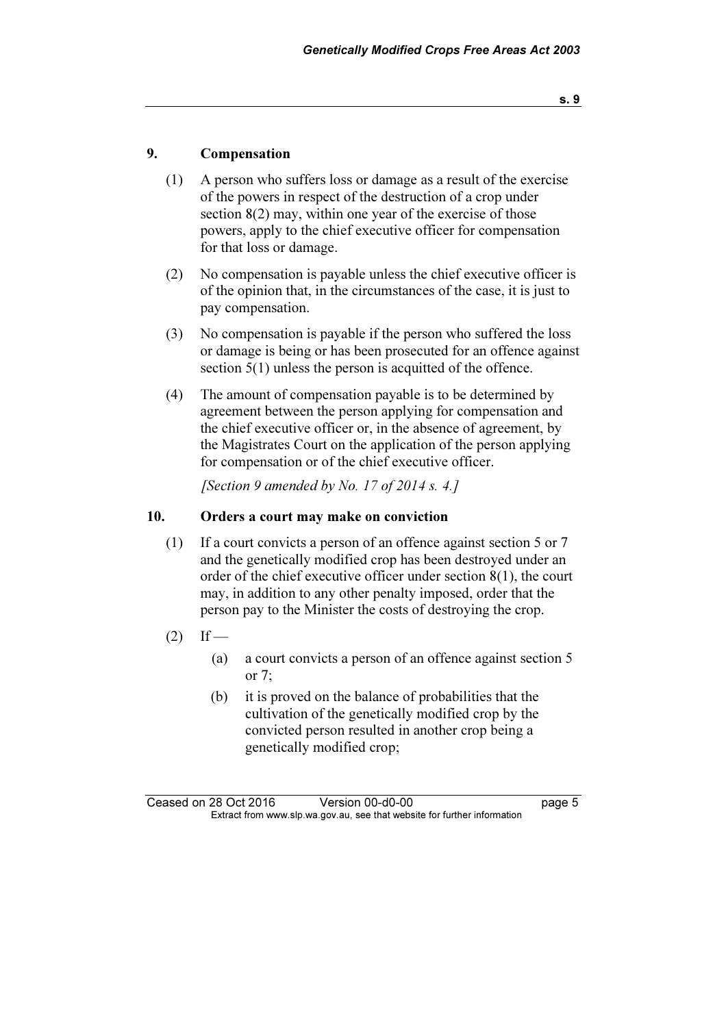## 9. Compensation

(1) A person who suffers loss or damage as a result of the exercise of the powers in respect of the destruction of a crop under section 8(2) may, within one year of the exercise of those powers, apply to the chief executive officer for compensation for that loss or damage.

(2) No compensation is payable unless the chief executive officer is of the opinion that, in the circumstances of the case, it is just to pay compensation.

(3) No compensation is payable if the person who suffered the loss or damage is being or has been prosecuted for an offence against section 5(1) unless the person is acquitted of the offence.

(4) The amount of compensation payable is to be determined by agreement between the person applying for compensation and the chief executive officer or, in the absence of agreement, by the Magistrates Court on the application of the person applying for compensation or of the chief executive officer.

*[Section 9 amended by No. 17 of 2014 s. 4.]*

## 10. Orders a court may make on conviction

(1) If a court convicts a person of an offence against section 5 or 7 and the genetically modified crop has been destroyed under an order of the chief executive officer under section 8(1), the court may, in addition to any other penalty imposed, order that the person pay to the Minister the costs of destroying the crop.

(2) If —

- (a) a court convicts a person of an offence against section 5 or 7;
- (b) it is proved on the balance of probabilities that the cultivation of the genetically modified crop by the convicted person resulted in another crop being a genetically modified crop;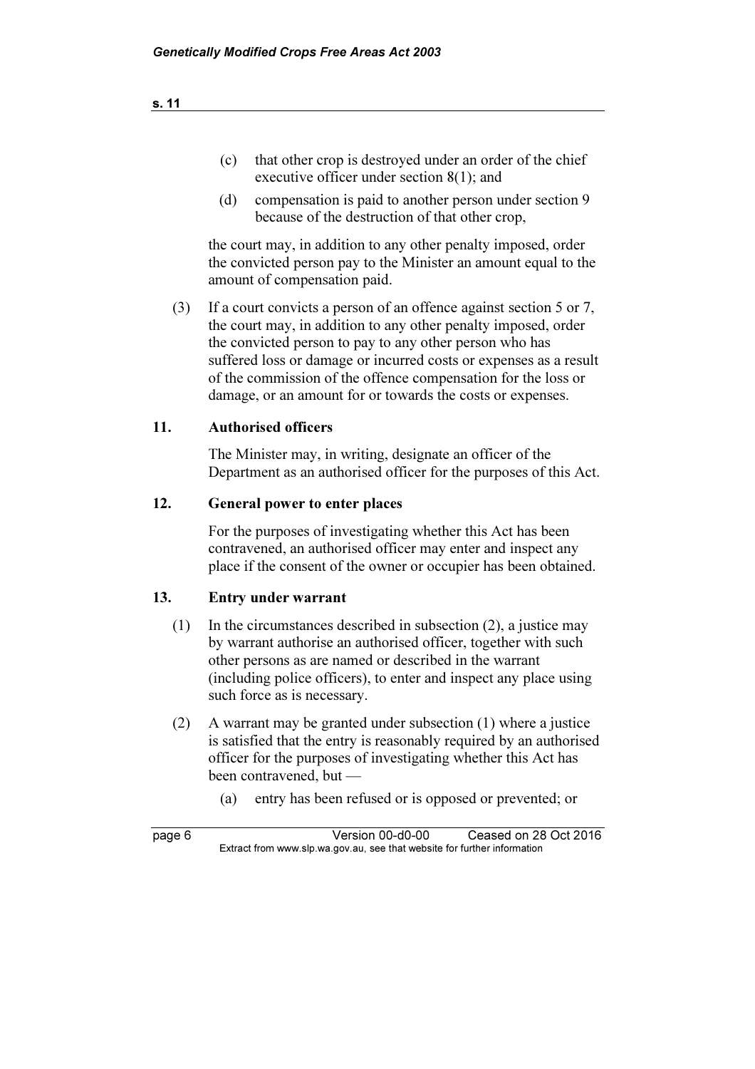(c) that other crop is destroyed under an order of the chief executive officer under section 8(1); and

(d) compensation is paid to another person under section 9 because of the destruction of that other crop,

the court may, in addition to any other penalty imposed, order the convicted person pay to the Minister an amount equal to the amount of compensation paid.

(3) If a court convicts a person of an offence against section 5 or 7, the court may, in addition to any other penalty imposed, order the convicted person to pay to any other person who has suffered loss or damage or incurred costs or expenses as a result of the commission of the offence compensation for the loss or damage, or an amount for or towards the costs or expenses.

## 11. Authorised officers

The Minister may, in writing, designate an officer of the Department as an authorised officer for the purposes of this Act.

## 12. General power to enter places

For the purposes of investigating whether this Act has been contravened, an authorised officer may enter and inspect any place if the consent of the owner or occupier has been obtained.

## 13. Entry under warrant

(1) In the circumstances described in subsection (2), a justice may by warrant authorise an authorised officer, together with such other persons as are named or described in the warrant (including police officers), to enter and inspect any place using such force as is necessary.

(2) A warrant may be granted under subsection (1) where a justice is satisfied that the entry is reasonably required by an authorised officer for the purposes of investigating whether this Act has been contravened, but —

(a) entry has been refused or is opposed or prevented; or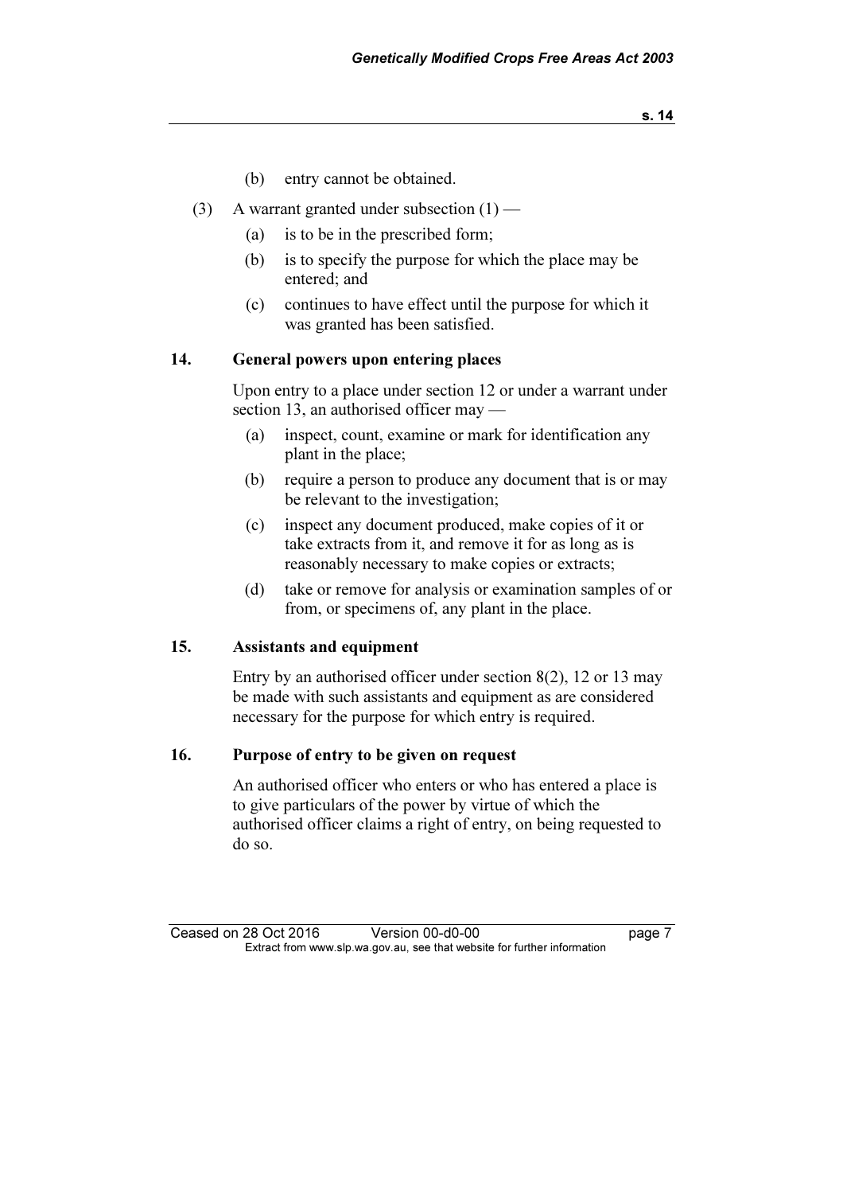(b) entry cannot be obtained.

(3) A warrant granted under subsection (1) —

(a) is to be in the prescribed form;

(b) is to specify the purpose for which the place may be entered; and

(c) continues to have effect until the purpose for which it was granted has been satisfied.

## 14. General powers upon entering places

Upon entry to a place under section 12 or under a warrant under section 13, an authorised officer may —

(a) inspect, count, examine or mark for identification any plant in the place;

(b) require a person to produce any document that is or may be relevant to the investigation;

(c) inspect any document produced, make copies of it or take extracts from it, and remove it for as long as is reasonably necessary to make copies or extracts;

(d) take or remove for analysis or examination samples of or from, or specimens of, any plant in the place.

## 15. Assistants and equipment

Entry by an authorised officer under section 8(2), 12 or 13 may be made with such assistants and equipment as are considered necessary for the purpose for which entry is required.

## 16. Purpose of entry to be given on request

An authorised officer who enters or who has entered a place is to give particulars of the power by virtue of which the authorised officer claims a right of entry, on being requested to do so.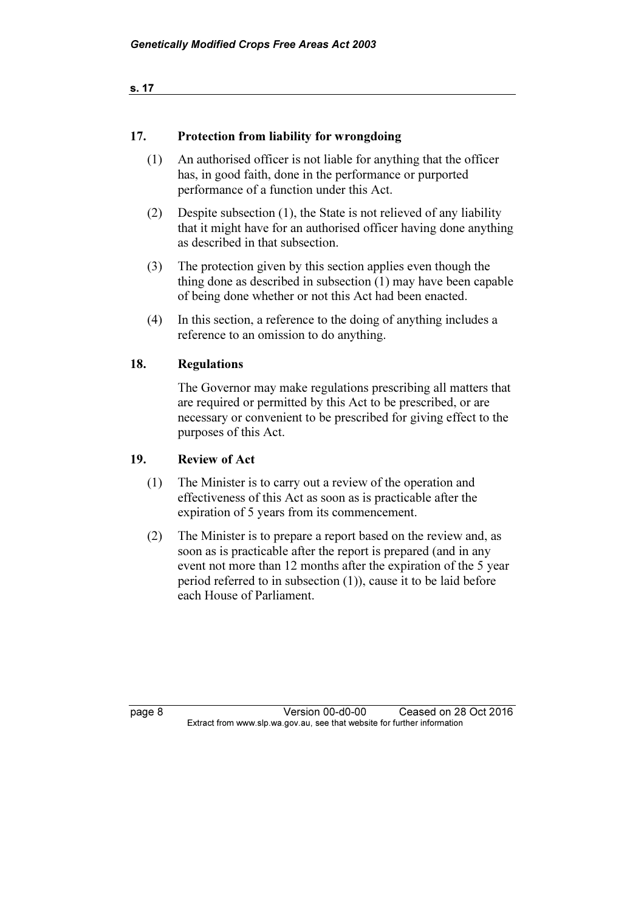### 17. Protection from liability for wrongdoing

(1) An authorised officer is not liable for anything that the officer has, in good faith, done in the performance or purported performance of a function under this Act.

(2) Despite subsection (1), the State is not relieved of any liability that it might have for an authorised officer having done anything as described in that subsection.

(3) The protection given by this section applies even though the thing done as described in subsection (1) may have been capable of being done whether or not this Act had been enacted.

(4) In this section, a reference to the doing of anything includes a reference to an omission to do anything.

### 18. Regulations

The Governor may make regulations prescribing all matters that are required or permitted by this Act to be prescribed, or are necessary or convenient to be prescribed for giving effect to the purposes of this Act.

### 19. Review of Act

(1) The Minister is to carry out a review of the operation and effectiveness of this Act as soon as is practicable after the expiration of 5 years from its commencement.

(2) The Minister is to prepare a report based on the review and, as soon as is practicable after the report is prepared (and in any event not more than 12 months after the expiration of the 5 year period referred to in subsection (1)), cause it to be laid before each House of Parliament.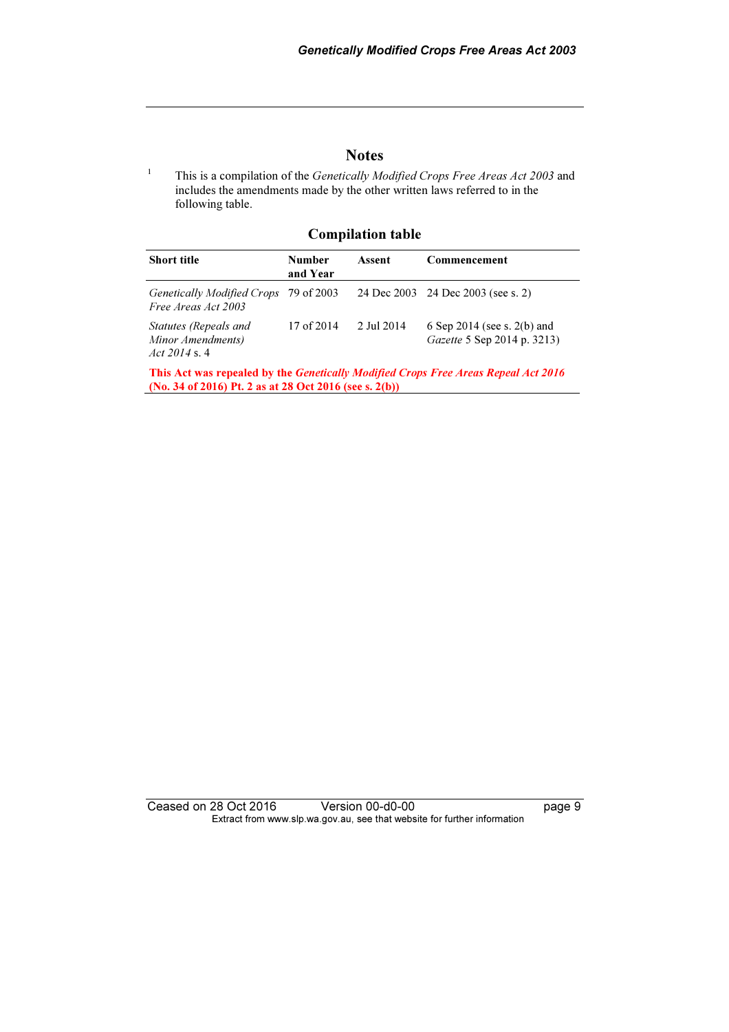## Notes

[1] This is a compilation of the *Genetically Modified Crops Free Areas Act 2003* and includes the amendments made by the other written laws referred to in the following table.

### Compilation table

| Short title | Number and Year | Assent | Commencement |
|---|---|---|---|
| *Genetically Modified Crops Free Areas Act 2003* | 79 of 2003 | 24 Dec 2003 | 24 Dec 2003 (see s. 2) |
| *Statutes (Repeals and Minor Amendments) Act 2014* s. 4 | 17 of 2014 | 2 Jul 2014 | 6 Sep 2014 (see s. 2(b) and *Gazette* 5 Sep 2014 p. 3213) |
| **This Act was repealed by the *Genetically Modified Crops Free Areas Repeal Act 2016* (No. 34 of 2016) Pt. 2 as at 28 Oct 2016 (see s. 2(b))** | | | |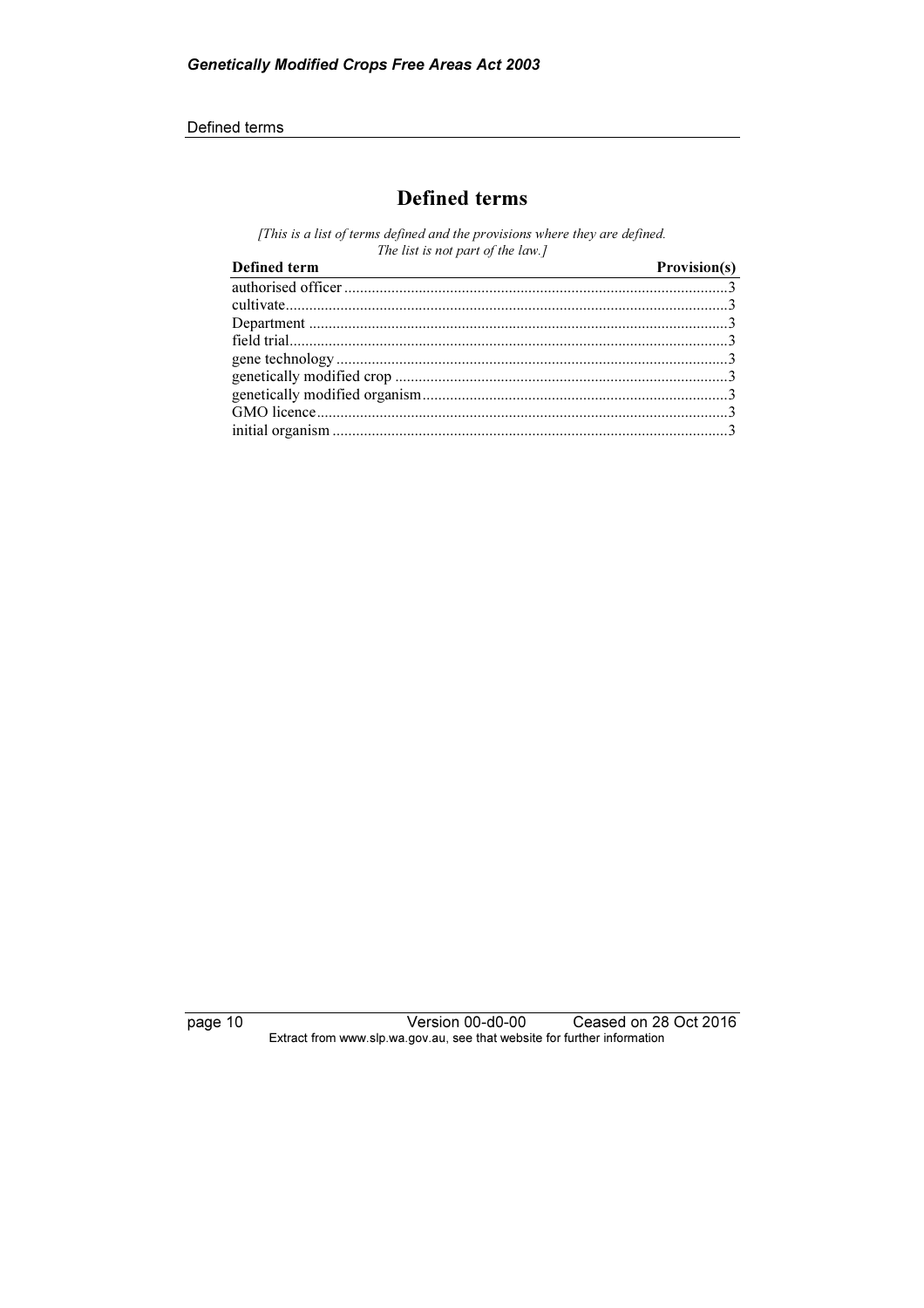# Defined terms

*[This is a list of terms defined and the provisions where they are defined. The list is not part of the law.]*

| Defined term | Provision(s) |
| --- | --- |
| authorised officer | 3 |
| cultivate | 3 |
| Department | 3 |
| field trial | 3 |
| gene technology | 3 |
| genetically modified crop | 3 |
| genetically modified organism | 3 |
| GMO licence | 3 |
| initial organism | 3 |